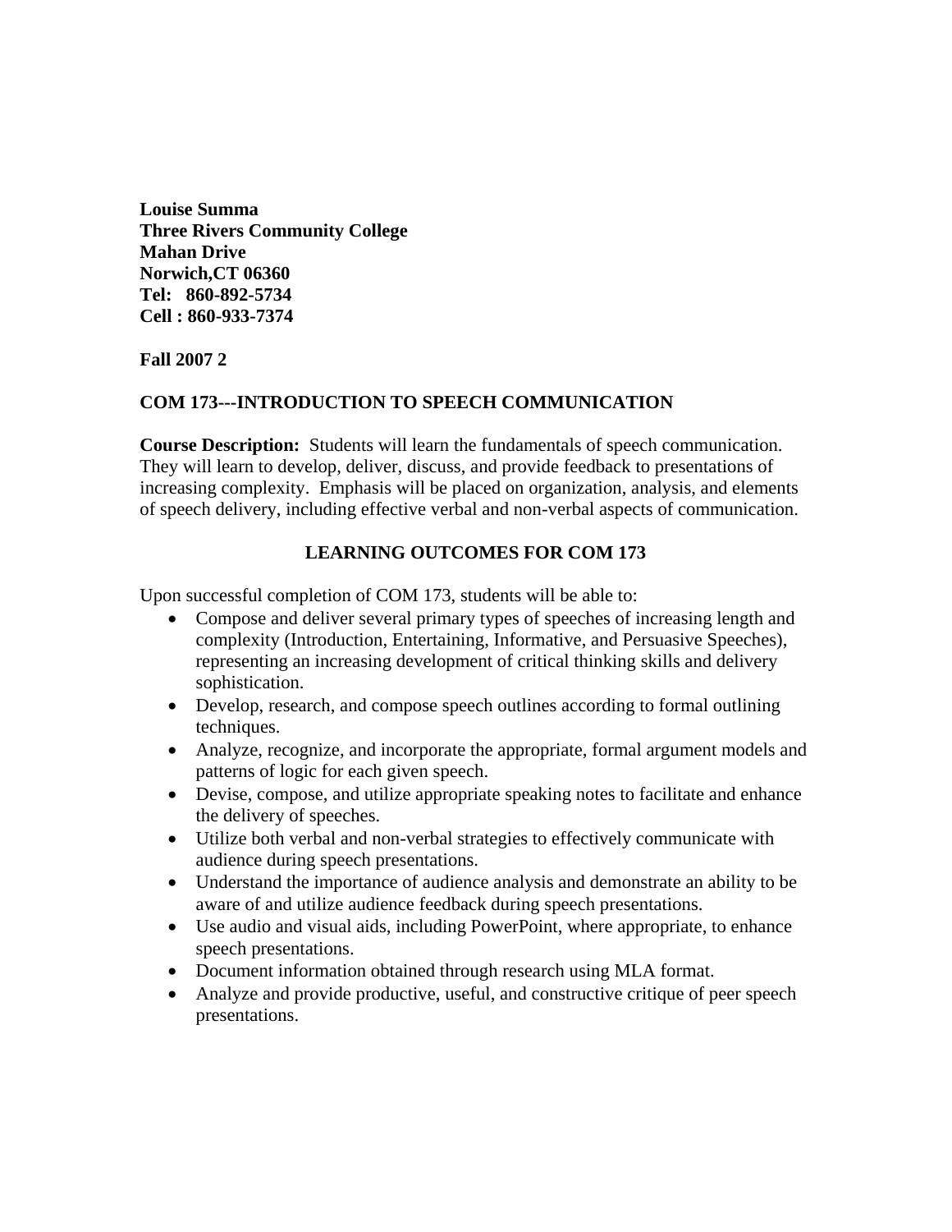**Louise Summa**
**Three Rivers Community College**
**Mahan Drive**
**Norwich,CT 06360**
**Tel: 860-892-5734**
**Cell : 860-933-7374**

**Fall 2007 2**

## COM 173---INTRODUCTION TO SPEECH COMMUNICATION

**Course Description:** Students will learn the fundamentals of speech communication. They will learn to develop, deliver, discuss, and provide feedback to presentations of increasing complexity. Emphasis will be placed on organization, analysis, and elements of speech delivery, including effective verbal and non-verbal aspects of communication.

### LEARNING OUTCOMES FOR COM 173

Upon successful completion of COM 173, students will be able to:

- Compose and deliver several primary types of speeches of increasing length and complexity (Introduction, Entertaining, Informative, and Persuasive Speeches), representing an increasing development of critical thinking skills and delivery sophistication.
- Develop, research, and compose speech outlines according to formal outlining techniques.
- Analyze, recognize, and incorporate the appropriate, formal argument models and patterns of logic for each given speech.
- Devise, compose, and utilize appropriate speaking notes to facilitate and enhance the delivery of speeches.
- Utilize both verbal and non-verbal strategies to effectively communicate with audience during speech presentations.
- Understand the importance of audience analysis and demonstrate an ability to be aware of and utilize audience feedback during speech presentations.
- Use audio and visual aids, including PowerPoint, where appropriate, to enhance speech presentations.
- Document information obtained through research using MLA format.
- Analyze and provide productive, useful, and constructive critique of peer speech presentations.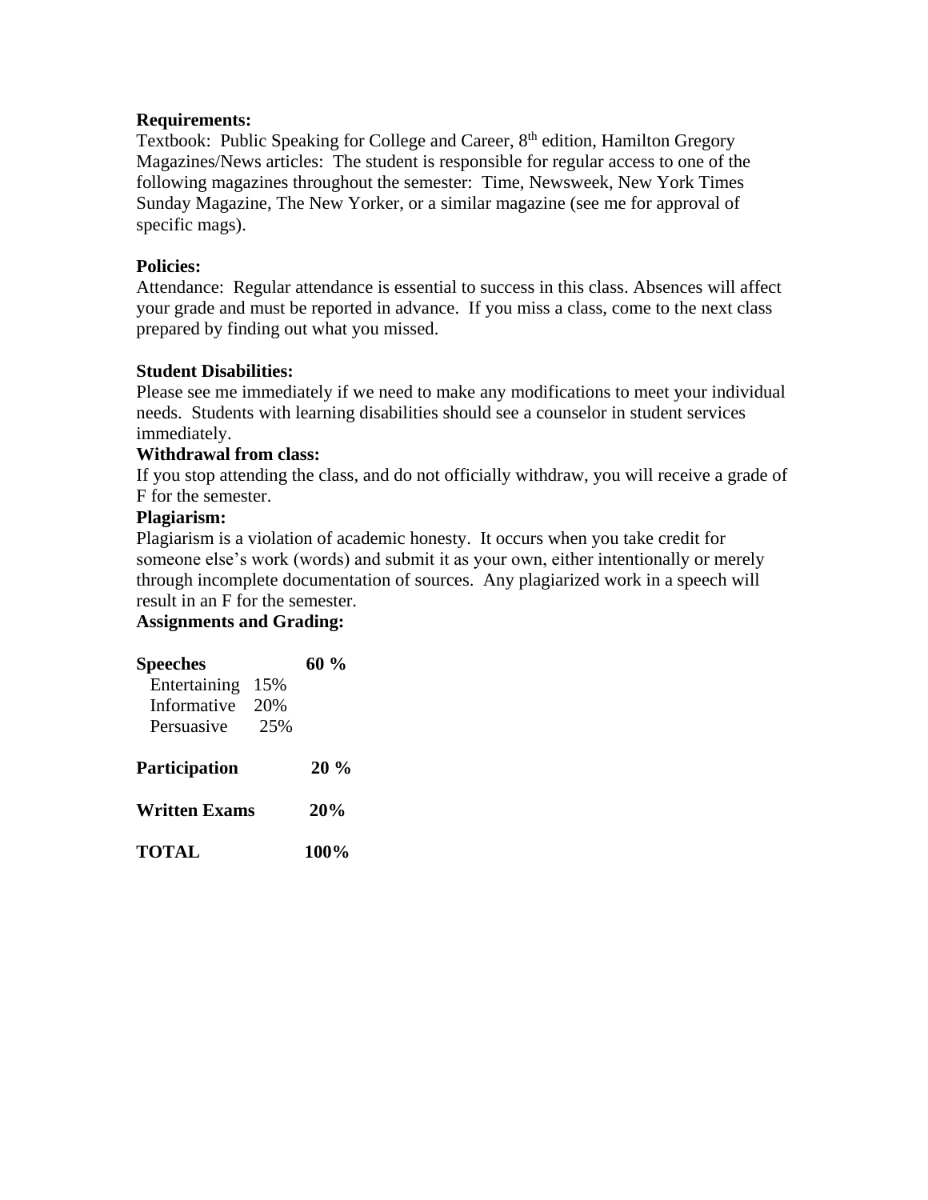**Requirements:**
Textbook: Public Speaking for College and Career, 8th edition, Hamilton Gregory
Magazines/News articles: The student is responsible for regular access to one of the following magazines throughout the semester: Time, Newsweek, New York Times Sunday Magazine, The New Yorker, or a similar magazine (see me for approval of specific mags).

**Policies:**
Attendance: Regular attendance is essential to success in this class. Absences will affect your grade and must be reported in advance. If you miss a class, come to the next class prepared by finding out what you missed.

**Student Disabilities:**
Please see me immediately if we need to make any modifications to meet your individual needs. Students with learning disabilities should see a counselor in student services immediately.

**Withdrawal from class:**
If you stop attending the class, and do not officially withdraw, you will receive a grade of F for the semester.

**Plagiarism:**
Plagiarism is a violation of academic honesty. It occurs when you take credit for someone else's work (words) and submit it as your own, either intentionally or merely through incomplete documentation of sources. Any plagiarized work in a speech will result in an F for the semester.

**Assignments and Grading:**

| | | |
|---|---|---|
| **Speeches** | | **60 %** |
| Entertaining | 15% | |
| Informative | 20% | |
| Persuasive | 25% | |
| **Participation** | | **20 %** |
| **Written Exams** | | **20%** |
| **TOTAL** | | **100%** |